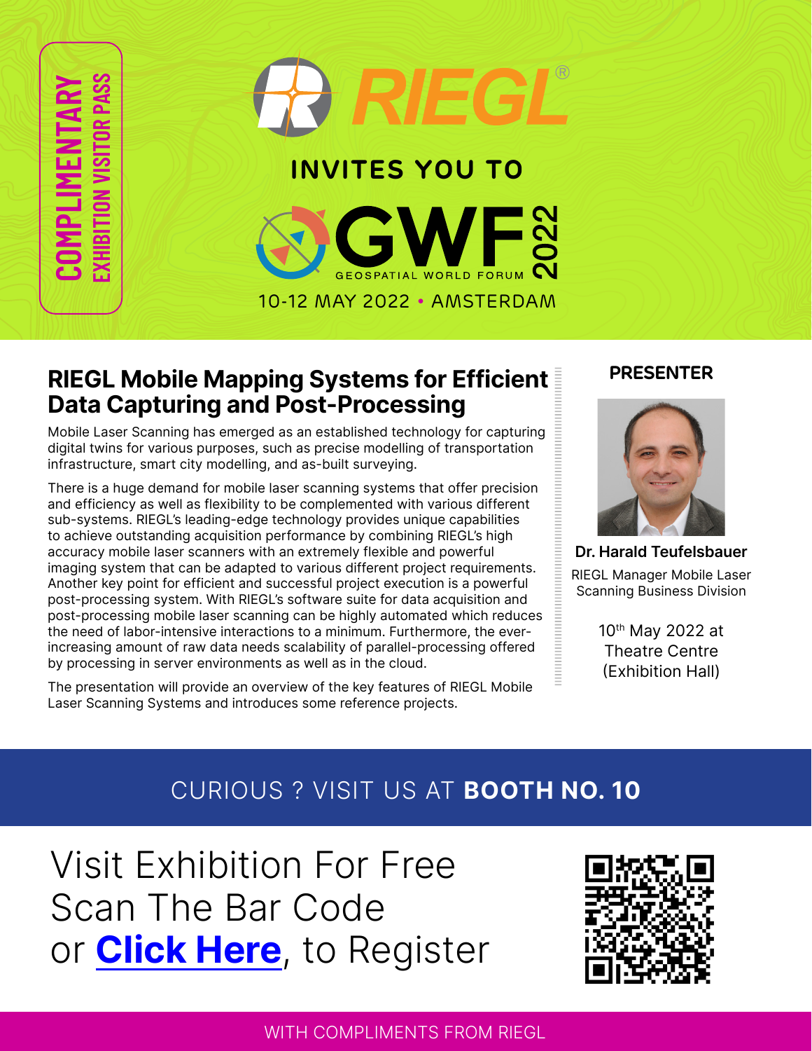COMPLIMENTARY EXHIBITION VISITOR PASS

RIEGL®

INVITES YOU TO

GWF 2022
GEOSPATIAL WORLD FORUM

10-12 MAY 2022 • AMSTERDAM

## RIEGL Mobile Mapping Systems for Efficient Data Capturing and Post-Processing

Mobile Laser Scanning has emerged as an established technology for capturing digital twins for various purposes, such as precise modelling of transportation infrastructure, smart city modelling, and as-built surveying.

There is a huge demand for mobile laser scanning systems that offer precision and efficiency as well as flexibility to be complemented with various different sub-systems. RIEGL's leading-edge technology provides unique capabilities to achieve outstanding acquisition performance by combining RIEGL's high accuracy mobile laser scanners with an extremely flexible and powerful imaging system that can be adapted to various different project requirements. Another key point for efficient and successful project execution is a powerful post-processing system. With RIEGL's software suite for data acquisition and post-processing mobile laser scanning can be highly automated which reduces the need of labor-intensive interactions to a minimum. Furthermore, the ever-increasing amount of raw data needs scalability of parallel-processing offered by processing in server environments as well as in the cloud.

The presentation will provide an overview of the key features of RIEGL Mobile Laser Scanning Systems and introduces some reference projects.

### PRESENTER

**Dr. Harald Teufelsbauer**

RIEGL Manager Mobile Laser Scanning Business Division

10th May 2022 at Theatre Centre (Exhibition Hall)

CURIOUS ? VISIT US AT **BOOTH NO. 10**

Visit Exhibition For Free
Scan The Bar Code
or **Click Here**, to Register

WITH COMPLIMENTS FROM RIEGL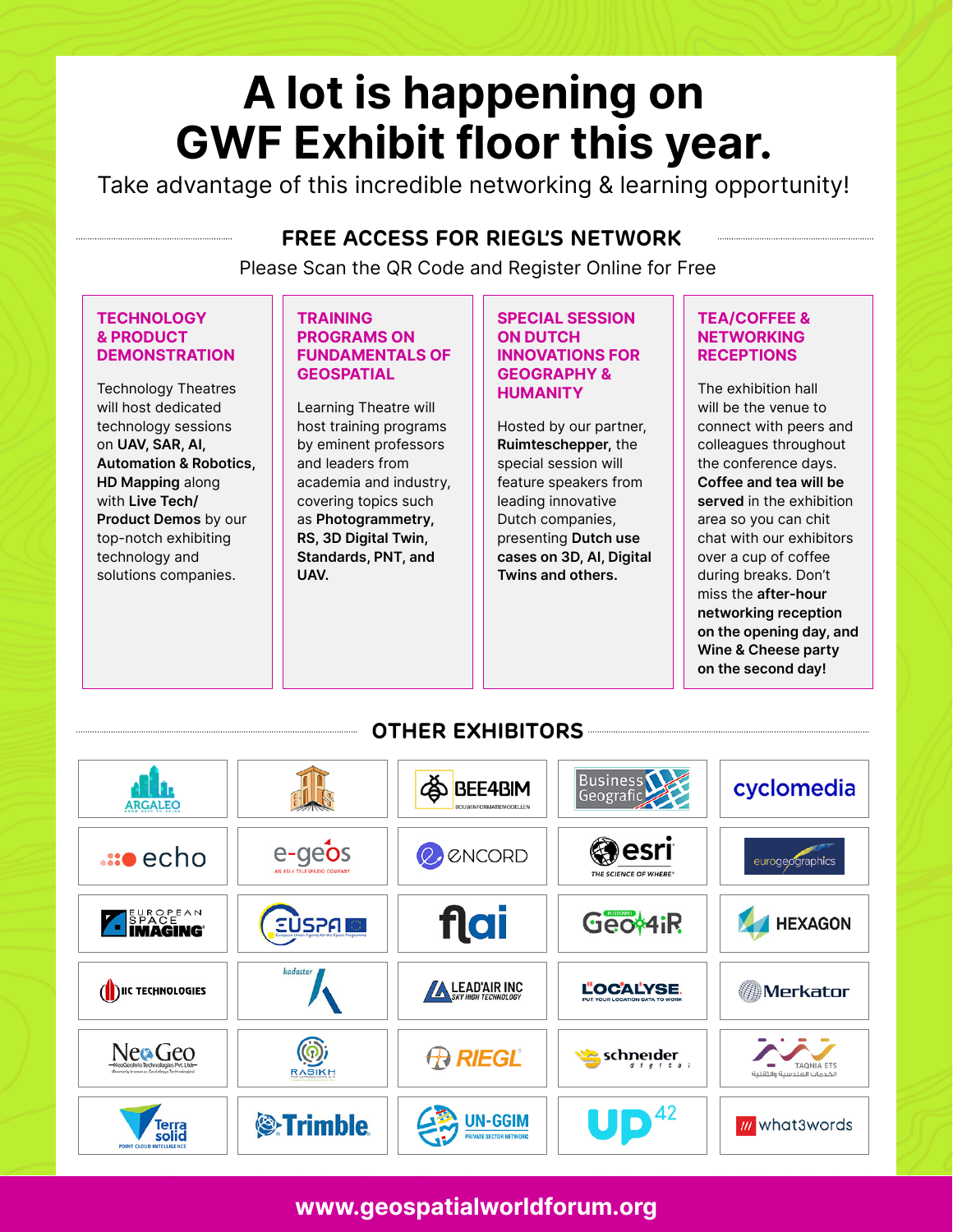# A lot is happening on GWF Exhibit floor this year.

Take advantage of this incredible networking & learning opportunity!

## FREE ACCESS FOR RIEGL'S NETWORK

Please Scan the QR Code and Register Online for Free

### TECHNOLOGY & PRODUCT DEMONSTRATION

Technology Theatres will host dedicated technology sessions on **UAV, SAR, AI, Automation & Robotics, HD Mapping** along with **Live Tech/ Product Demos** by our top-notch exhibiting technology and solutions companies.

### TRAINING PROGRAMS ON FUNDAMENTALS OF GEOSPATIAL

Learning Theatre will host training programs by eminent professors and leaders from academia and industry, covering topics such as **Photogrammetry, RS, 3D Digital Twin, Standards, PNT, and UAV.**

### SPECIAL SESSION ON DUTCH INNOVATIONS FOR GEOGRAPHY & HUMANITY

Hosted by our partner, **Ruimteschepper**, the special session will feature speakers from leading innovative Dutch companies, presenting **Dutch use cases on 3D, AI, Digital Twins and others.**

### TEA/COFFEE & NETWORKING RECEPTIONS

The exhibition hall will be the venue to connect with peers and colleagues throughout the conference days. **Coffee and tea will be served** in the exhibition area so you can chit chat with our exhibitors over a cup of coffee during breaks. Don't miss the **after-hour networking reception on the opening day, and Wine & Cheese party on the second day!**

## OTHER EXHIBITORS

| | | | | |
|---|---|---|---|---|
| ARGALEO | | BEE4BIM | Business Geografic | cyclomedia |
| echo | e-geos | ENCORD | esri | eurogeographics |
| European Space Imaging | EUSPA | flai | Geo4iR | HEXAGON |
| IIC TECHNOLOGIES | kadaster | LEAD'AIR INC | LOCALYSE | Merkator |
| NeoGeo | RASIKH | RIEGL | schneider digital | TAQNIA ETS |
| TerraSolid | Trimble | UN-GGIM Private Sector Network | UP42 | what3words |

www.geospatialworldforum.org